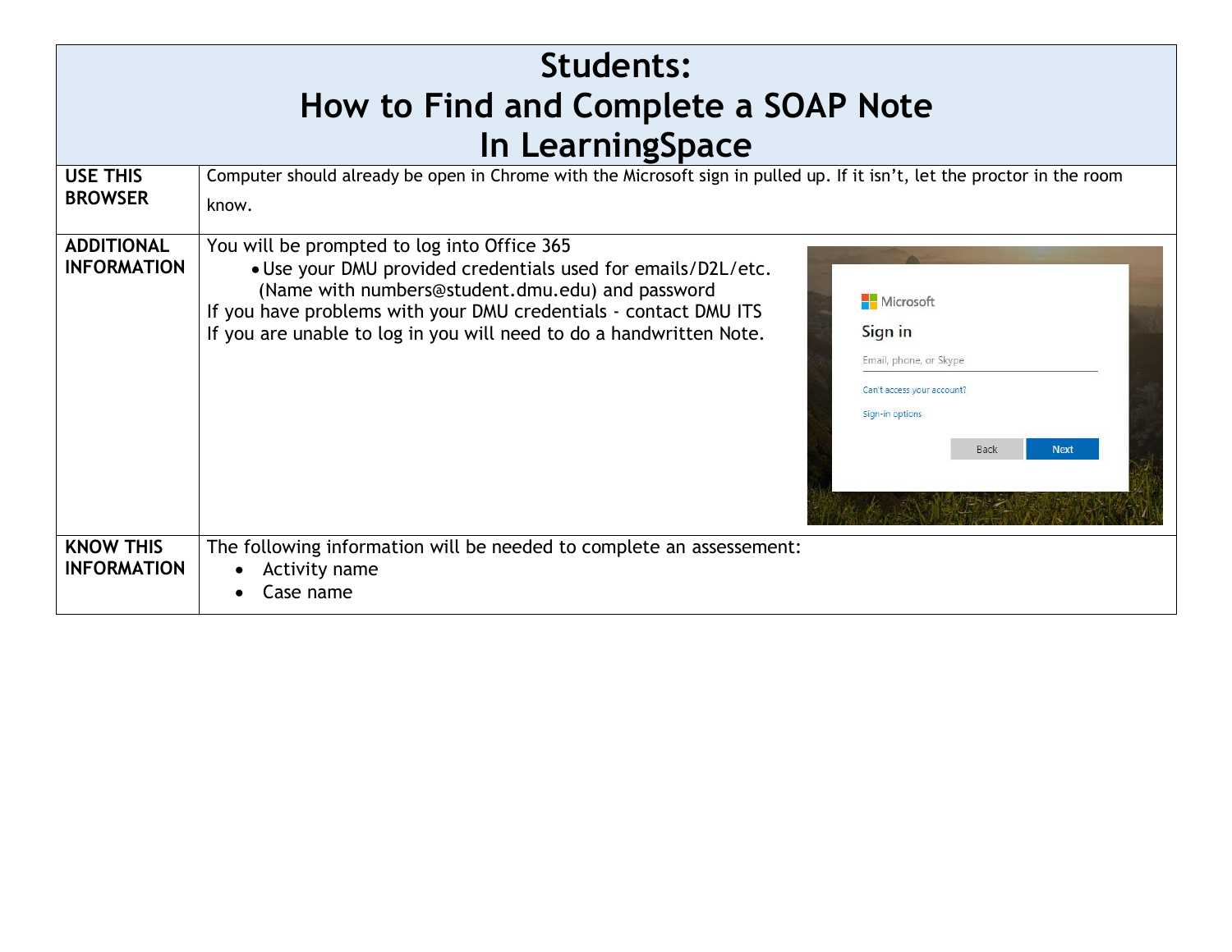# Students:
# How to Find and Complete a SOAP Note
# In LearningSpace

| | |
|---|---|
| **USE THIS BROWSER** | Computer should already be open in Chrome with the Microsoft sign in pulled up. If it isn't, let the proctor in the room know. |
| **ADDITIONAL INFORMATION** | You will be prompted to log into Office 365<br>• Use your DMU provided credentials used for emails/D2L/etc. (Name with numbers@student.dmu.edu) and password<br>If you have problems with your DMU credentials - contact DMU ITS<br>If you are unable to log in you will need to do a handwritten Note. |
| **KNOW THIS INFORMATION** | The following information will be needed to complete an assessement:<br>• Activity name<br>• Case name |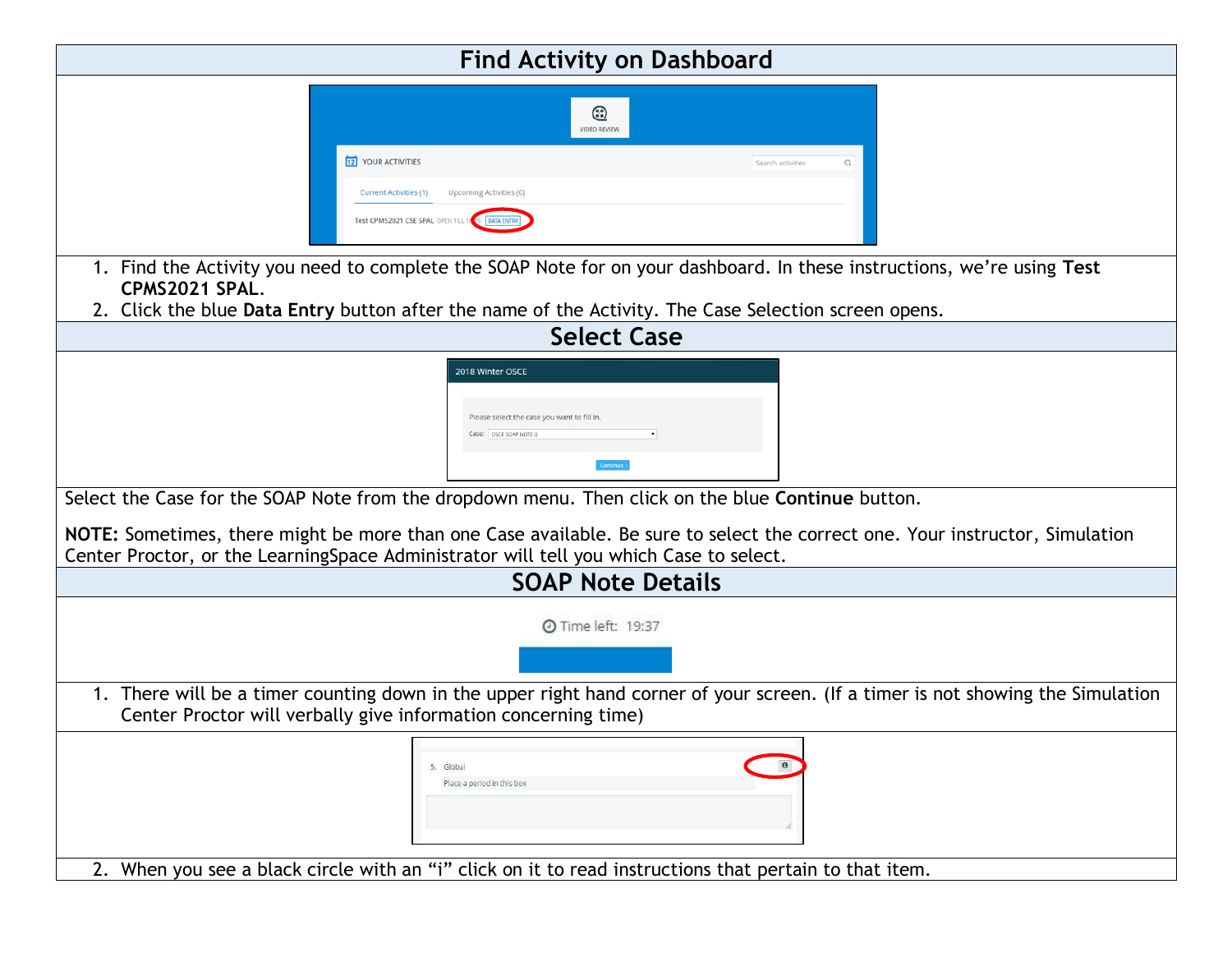## Find Activity on Dashboard

1. Find the Activity you need to complete the SOAP Note for on your dashboard. In these instructions, we're using **Test CPMS2021 SPAL**.
2. Click the blue **Data Entry** button after the name of the Activity. The Case Selection screen opens.

## Select Case

Select the Case for the SOAP Note from the dropdown menu. Then click on the blue **Continue** button.

**NOTE:** Sometimes, there might be more than one Case available. Be sure to select the correct one. Your instructor, Simulation Center Proctor, or the LearningSpace Administrator will tell you which Case to select.

## SOAP Note Details

1. There will be a timer counting down in the upper right hand corner of your screen. (If a timer is not showing the Simulation Center Proctor will verbally give information concerning time)
2. When you see a black circle with an "i" click on it to read instructions that pertain to that item.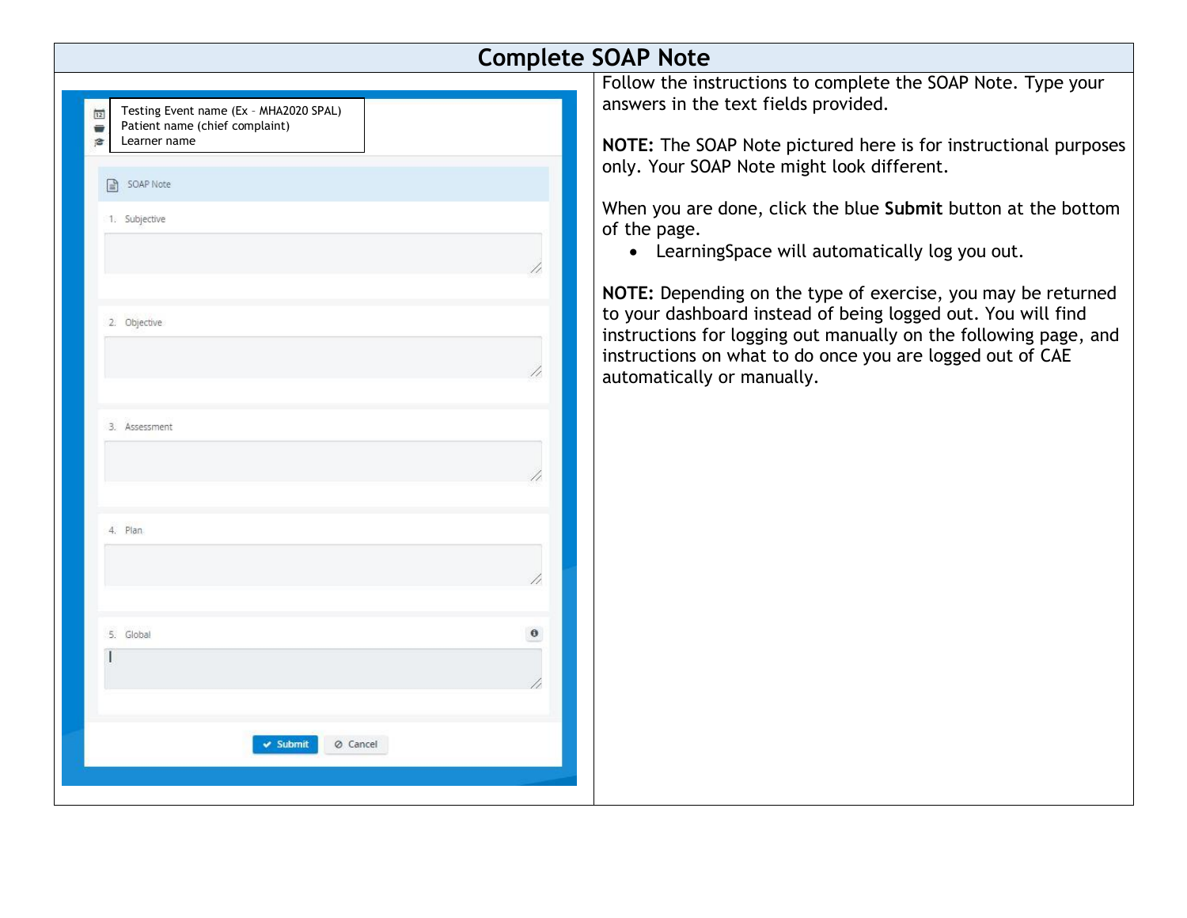## Complete SOAP Note

| | Follow the instructions to complete the SOAP Note. Type your answers in the text fields provided.<br><br>**NOTE:** The SOAP Note pictured here is for instructional purposes only. Your SOAP Note might look different.<br><br>When you are done, click the blue **Submit** button at the bottom of the page.<br>• LearningSpace will automatically log you out.<br><br>**NOTE:** Depending on the type of exercise, you may be returned to your dashboard instead of being logged out. You will find instructions for logging out manually on the following page, and instructions on what to do once you are logged out of CAE automatically or manually. |
|---|---|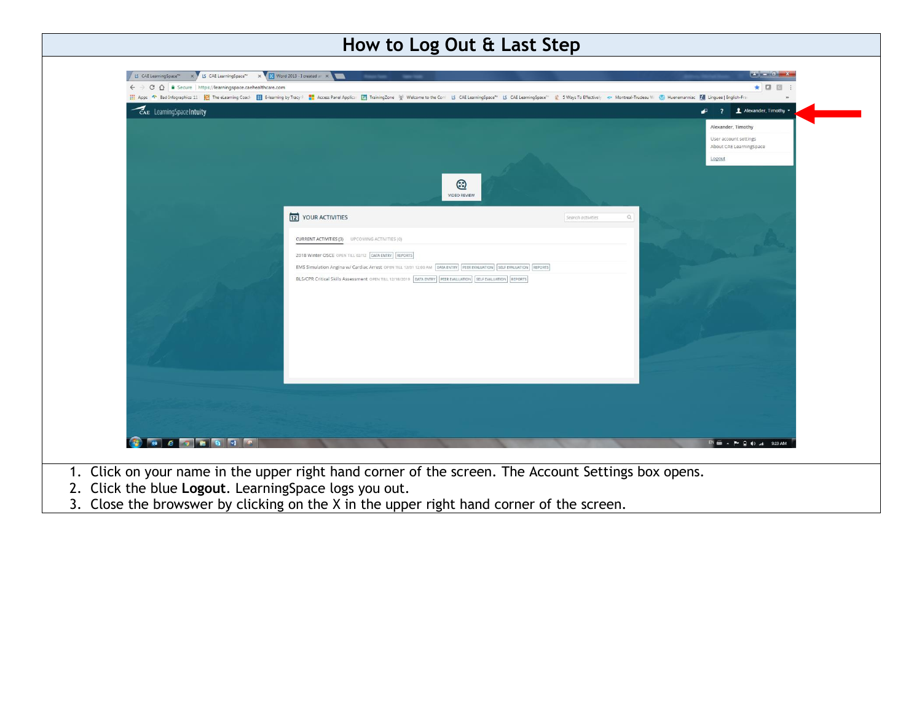# How to Log Out & Last Step

1. Click on your name in the upper right hand corner of the screen. The Account Settings box opens.
2. Click the blue **Logout**. LearningSpace logs you out.
3. Close the browswer by clicking on the X in the upper right hand corner of the screen.